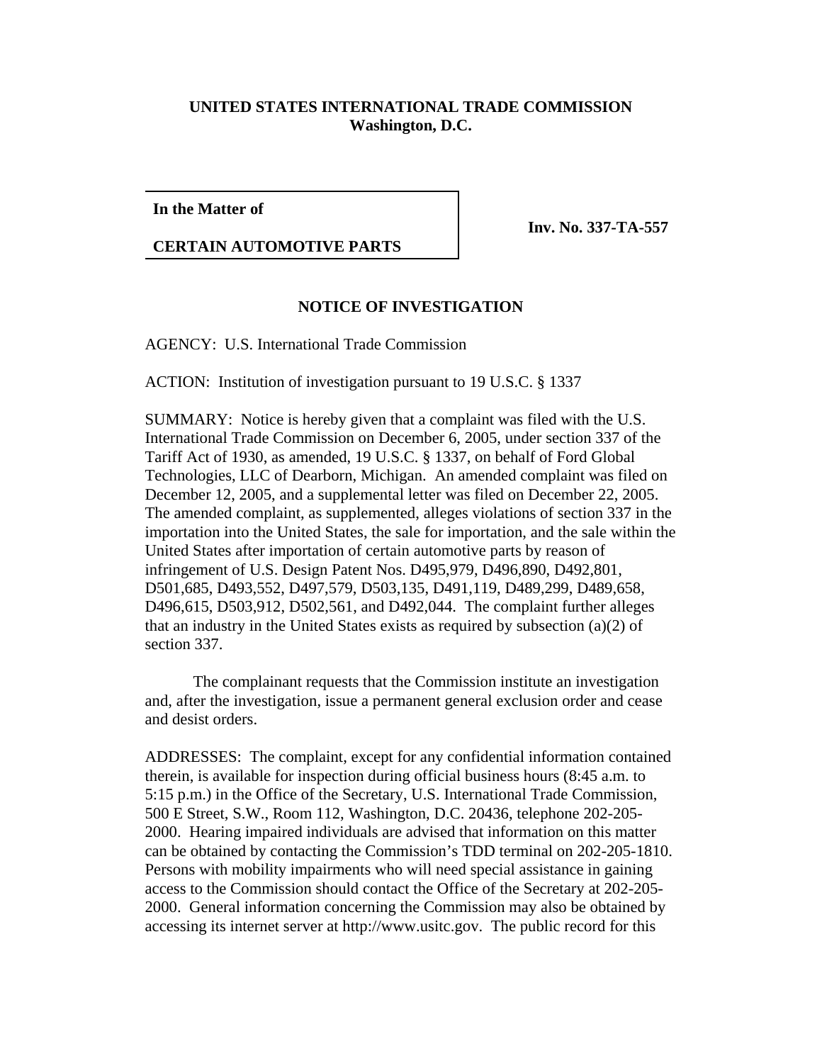**UNITED STATES INTERNATIONAL TRADE COMMISSION**
**Washington, D.C.**

**In the Matter of**

**CERTAIN AUTOMOTIVE PARTS**

**Inv. No. 337-TA-557**

## NOTICE OF INVESTIGATION

AGENCY: U.S. International Trade Commission

ACTION: Institution of investigation pursuant to 19 U.S.C. § 1337

SUMMARY: Notice is hereby given that a complaint was filed with the U.S. International Trade Commission on December 6, 2005, under section 337 of the Tariff Act of 1930, as amended, 19 U.S.C. § 1337, on behalf of Ford Global Technologies, LLC of Dearborn, Michigan. An amended complaint was filed on December 12, 2005, and a supplemental letter was filed on December 22, 2005. The amended complaint, as supplemented, alleges violations of section 337 in the importation into the United States, the sale for importation, and the sale within the United States after importation of certain automotive parts by reason of infringement of U.S. Design Patent Nos. D495,979, D496,890, D492,801, D501,685, D493,552, D497,579, D503,135, D491,119, D489,299, D489,658, D496,615, D503,912, D502,561, and D492,044. The complaint further alleges that an industry in the United States exists as required by subsection (a)(2) of section 337.

The complainant requests that the Commission institute an investigation and, after the investigation, issue a permanent general exclusion order and cease and desist orders.

ADDRESSES: The complaint, except for any confidential information contained therein, is available for inspection during official business hours (8:45 a.m. to 5:15 p.m.) in the Office of the Secretary, U.S. International Trade Commission, 500 E Street, S.W., Room 112, Washington, D.C. 20436, telephone 202-205-2000. Hearing impaired individuals are advised that information on this matter can be obtained by contacting the Commission's TDD terminal on 202-205-1810. Persons with mobility impairments who will need special assistance in gaining access to the Commission should contact the Office of the Secretary at 202-205-2000. General information concerning the Commission may also be obtained by accessing its internet server at http://www.usitc.gov. The public record for this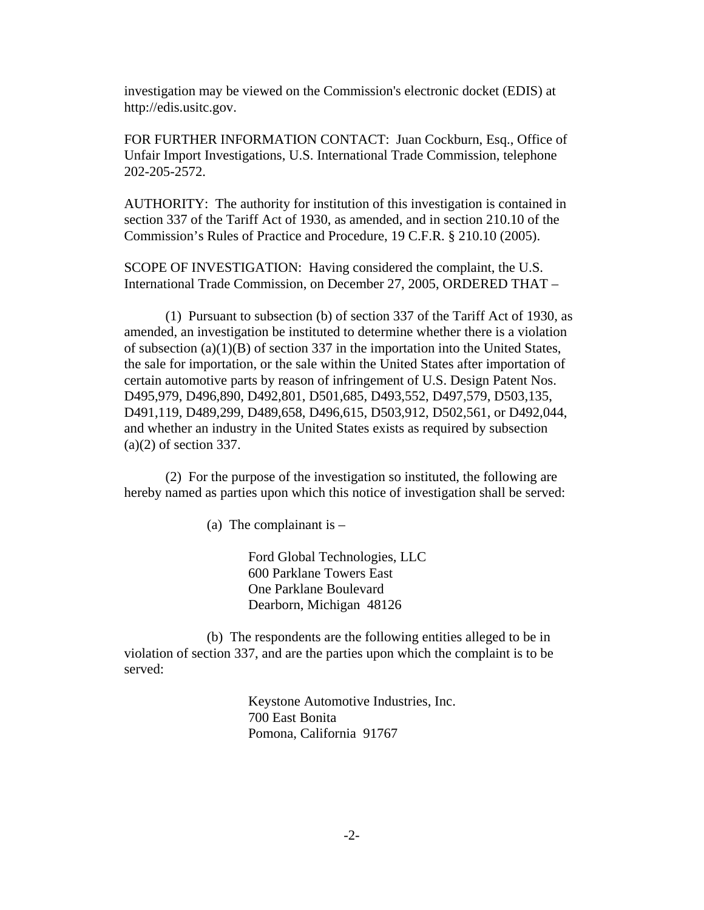investigation may be viewed on the Commission's electronic docket (EDIS) at http://edis.usitc.gov.

FOR FURTHER INFORMATION CONTACT: Juan Cockburn, Esq., Office of Unfair Import Investigations, U.S. International Trade Commission, telephone 202-205-2572.

AUTHORITY: The authority for institution of this investigation is contained in section 337 of the Tariff Act of 1930, as amended, and in section 210.10 of the Commission's Rules of Practice and Procedure, 19 C.F.R. § 210.10 (2005).

SCOPE OF INVESTIGATION: Having considered the complaint, the U.S. International Trade Commission, on December 27, 2005, ORDERED THAT –

(1) Pursuant to subsection (b) of section 337 of the Tariff Act of 1930, as amended, an investigation be instituted to determine whether there is a violation of subsection (a)(1)(B) of section 337 in the importation into the United States, the sale for importation, or the sale within the United States after importation of certain automotive parts by reason of infringement of U.S. Design Patent Nos. D495,979, D496,890, D492,801, D501,685, D493,552, D497,579, D503,135, D491,119, D489,299, D489,658, D496,615, D503,912, D502,561, or D492,044, and whether an industry in the United States exists as required by subsection (a)(2) of section 337.

(2) For the purpose of the investigation so instituted, the following are hereby named as parties upon which this notice of investigation shall be served:

(a) The complainant is –

Ford Global Technologies, LLC
600 Parklane Towers East
One Parklane Boulevard
Dearborn, Michigan 48126

(b) The respondents are the following entities alleged to be in violation of section 337, and are the parties upon which the complaint is to be served:

Keystone Automotive Industries, Inc.
700 East Bonita
Pomona, California 91767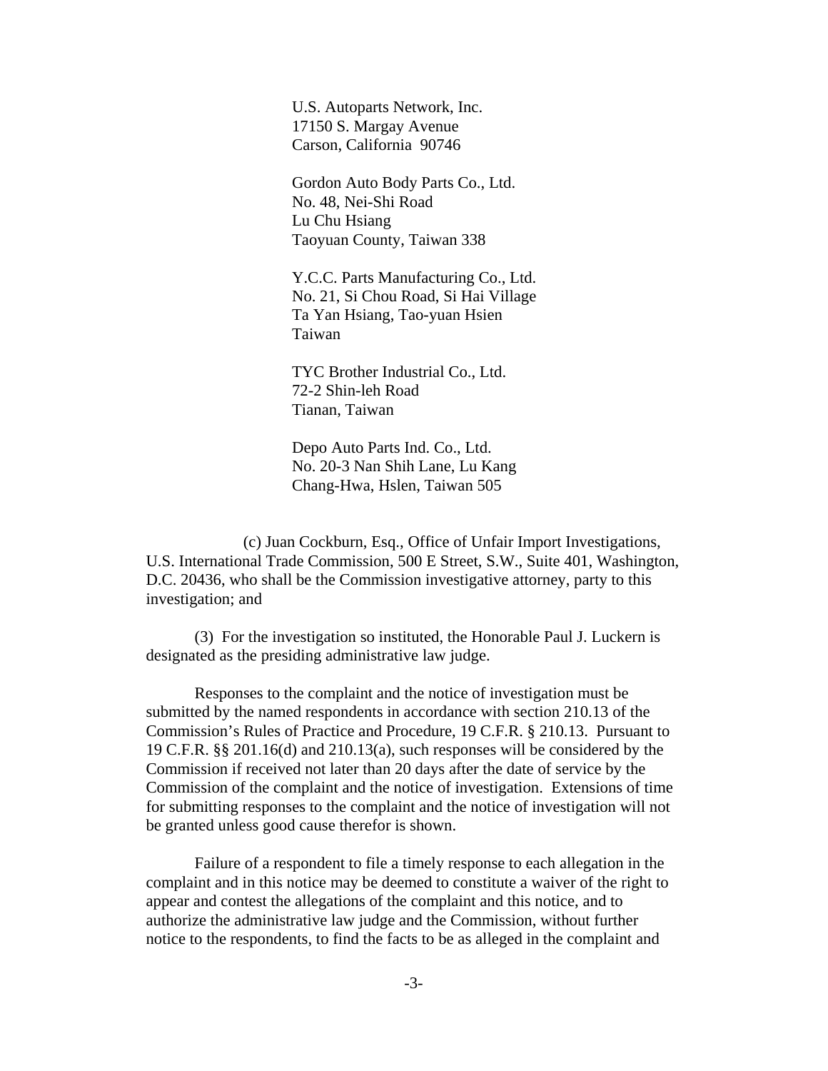U.S. Autoparts Network, Inc.
17150 S. Margay Avenue
Carson, California 90746

Gordon Auto Body Parts Co., Ltd.
No. 48, Nei-Shi Road
Lu Chu Hsiang
Taoyuan County, Taiwan 338

Y.C.C. Parts Manufacturing Co., Ltd.
No. 21, Si Chou Road, Si Hai Village
Ta Yan Hsiang, Tao-yuan Hsien
Taiwan

TYC Brother Industrial Co., Ltd.
72-2 Shin-leh Road
Tianan, Taiwan

Depo Auto Parts Ind. Co., Ltd.
No. 20-3 Nan Shih Lane, Lu Kang
Chang-Hwa, Hslen, Taiwan 505

(c) Juan Cockburn, Esq., Office of Unfair Import Investigations, U.S. International Trade Commission, 500 E Street, S.W., Suite 401, Washington, D.C. 20436, who shall be the Commission investigative attorney, party to this investigation; and

(3) For the investigation so instituted, the Honorable Paul J. Luckern is designated as the presiding administrative law judge.

Responses to the complaint and the notice of investigation must be submitted by the named respondents in accordance with section 210.13 of the Commission's Rules of Practice and Procedure, 19 C.F.R. § 210.13. Pursuant to 19 C.F.R. §§ 201.16(d) and 210.13(a), such responses will be considered by the Commission if received not later than 20 days after the date of service by the Commission of the complaint and the notice of investigation. Extensions of time for submitting responses to the complaint and the notice of investigation will not be granted unless good cause therefor is shown.

Failure of a respondent to file a timely response to each allegation in the complaint and in this notice may be deemed to constitute a waiver of the right to appear and contest the allegations of the complaint and this notice, and to authorize the administrative law judge and the Commission, without further notice to the respondents, to find the facts to be as alleged in the complaint and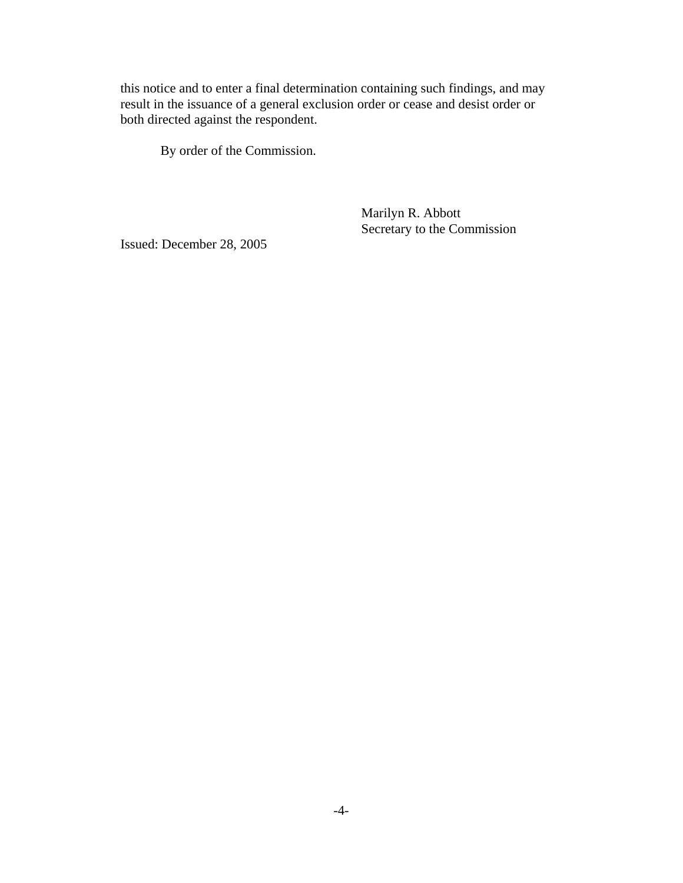this notice and to enter a final determination containing such findings, and may result in the issuance of a general exclusion order or cease and desist order or both directed against the respondent.

By order of the Commission.

Marilyn R. Abbott
Secretary to the Commission

Issued: December 28, 2005